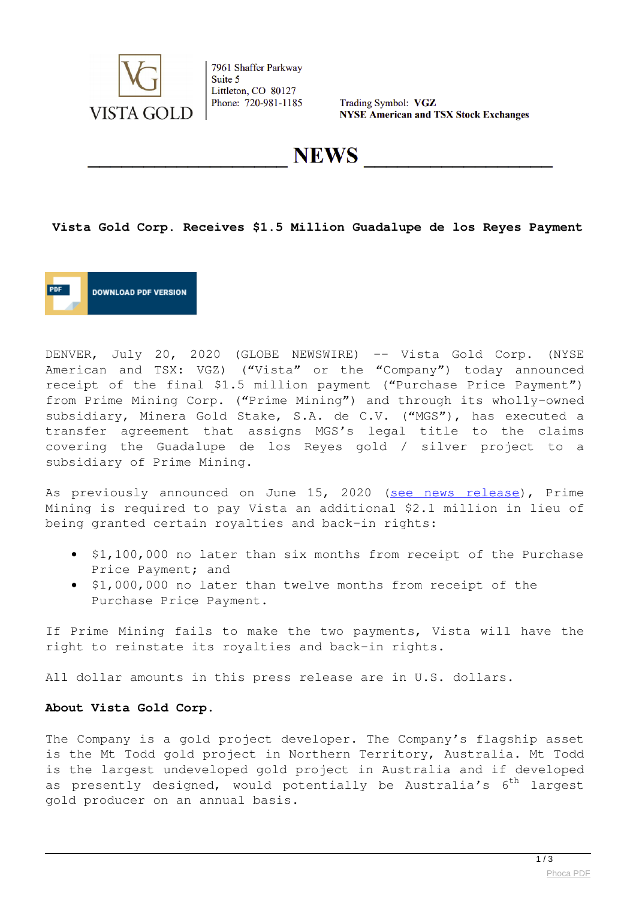VISTA GOLD

7961 Shaffer Parkway
Suite 5
Littleton, CO 80127
Phone: 720-981-1185

Trading Symbol: **VGZ**
**NYSE American and TSX Stock Exchanges**

# NEWS

## Vista Gold Corp. Receives $1.5 Million Guadalupe de los Reyes Payment

DOWNLOAD PDF VERSION

DENVER, July 20, 2020 (GLOBE NEWSWIRE) -- Vista Gold Corp. (NYSE American and TSX: VGZ) ("Vista" or the "Company") today announced receipt of the final $1.5 million payment ("Purchase Price Payment") from Prime Mining Corp. ("Prime Mining") and through its wholly-owned subsidiary, Minera Gold Stake, S.A. de C.V. ("MGS"), has executed a transfer agreement that assigns MGS's legal title to the claims covering the Guadalupe de los Reyes gold / silver project to a subsidiary of Prime Mining.

As previously announced on June 15, 2020 (see news release), Prime Mining is required to pay Vista an additional $2.1 million in lieu of being granted certain royalties and back-in rights:

- $1,100,000 no later than six months from receipt of the Purchase Price Payment; and
- $1,000,000 no later than twelve months from receipt of the Purchase Price Payment.

If Prime Mining fails to make the two payments, Vista will have the right to reinstate its royalties and back-in rights.

All dollar amounts in this press release are in U.S. dollars.

**About Vista Gold Corp.**

The Company is a gold project developer. The Company's flagship asset is the Mt Todd gold project in Northern Territory, Australia. Mt Todd is the largest undeveloped gold project in Australia and if developed as presently designed, would potentially be Australia's 6th largest gold producer on an annual basis.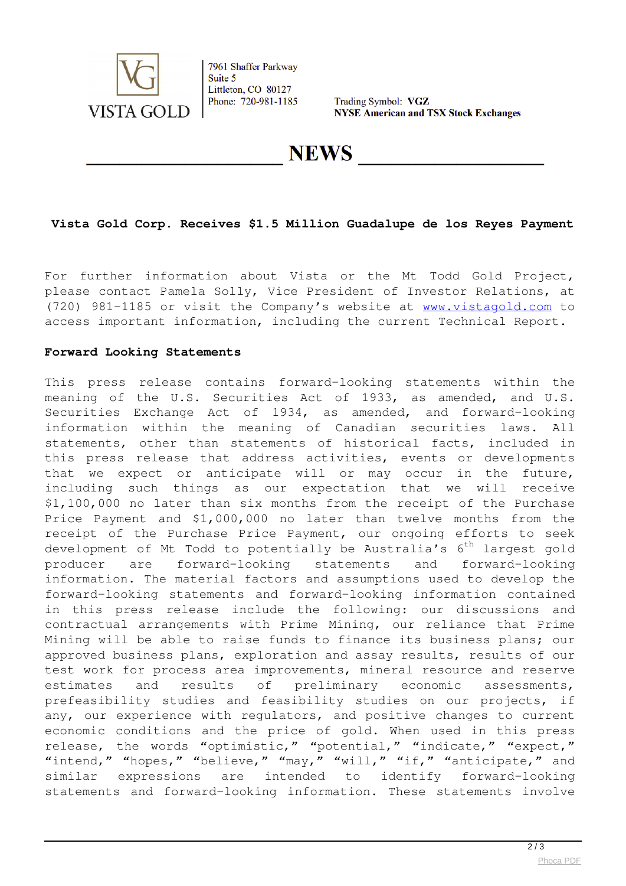7961 Shaffer Parkway
Suite 5
Littleton, CO 80127
Phone: 720-981-1185

Trading Symbol: **VGZ**
**NYSE American and TSX Stock Exchanges**

# NEWS

**Vista Gold Corp. Receives $1.5 Million Guadalupe de los Reyes Payment**

For further information about Vista or the Mt Todd Gold Project, please contact Pamela Solly, Vice President of Investor Relations, at (720) 981-1185 or visit the Company's website at www.vistagold.com to access important information, including the current Technical Report.

**Forward Looking Statements**

This press release contains forward-looking statements within the meaning of the U.S. Securities Act of 1933, as amended, and U.S. Securities Exchange Act of 1934, as amended, and forward-looking information within the meaning of Canadian securities laws. All statements, other than statements of historical facts, included in this press release that address activities, events or developments that we expect or anticipate will or may occur in the future, including such things as our expectation that we will receive $1,100,000 no later than six months from the receipt of the Purchase Price Payment and $1,000,000 no later than twelve months from the receipt of the Purchase Price Payment, our ongoing efforts to seek development of Mt Todd to potentially be Australia's 6th largest gold producer are forward-looking statements and forward-looking information. The material factors and assumptions used to develop the forward-looking statements and forward-looking information contained in this press release include the following: our discussions and contractual arrangements with Prime Mining, our reliance that Prime Mining will be able to raise funds to finance its business plans; our approved business plans, exploration and assay results, results of our test work for process area improvements, mineral resource and reserve estimates and results of preliminary economic assessments, prefeasibility studies and feasibility studies on our projects, if any, our experience with regulators, and positive changes to current economic conditions and the price of gold. When used in this press release, the words "optimistic," "potential," "indicate," "expect," "intend," "hopes," "believe," "may," "will," "if," "anticipate," and similar expressions are intended to identify forward-looking statements and forward-looking information. These statements involve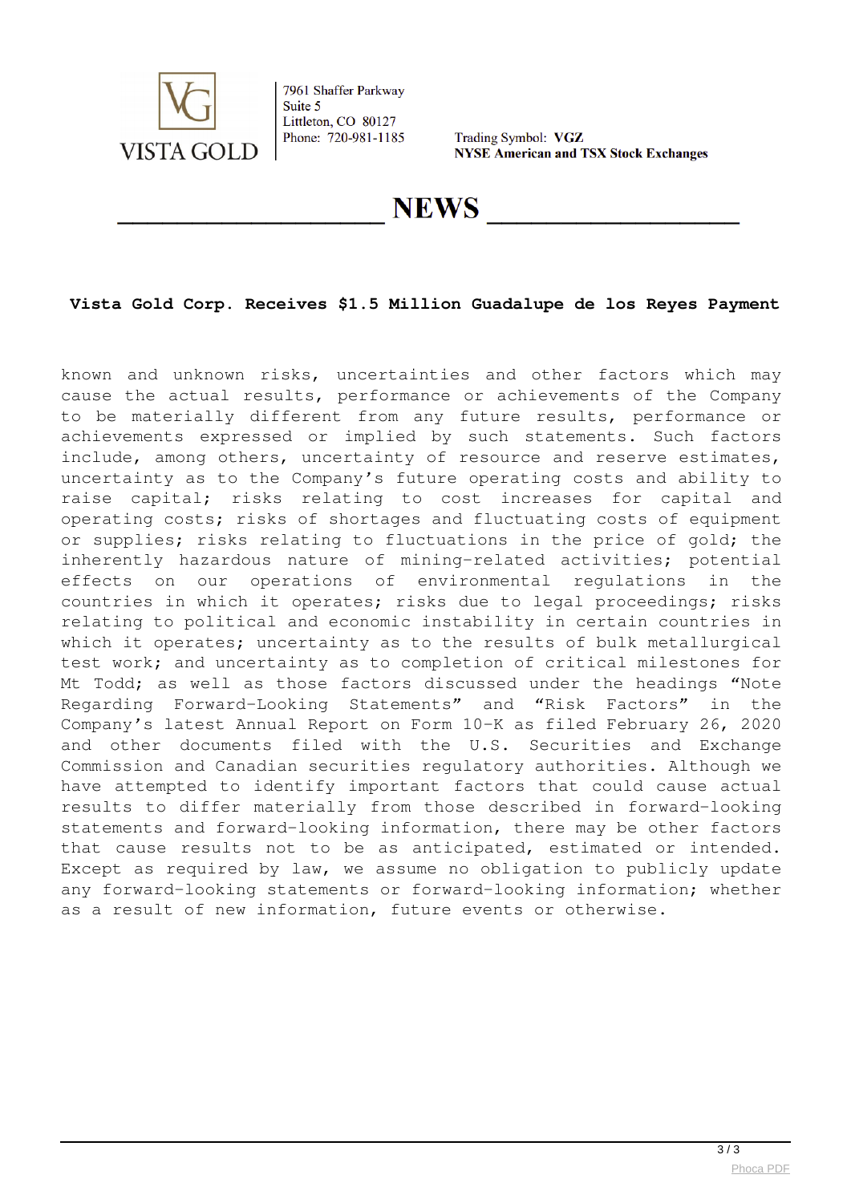known and unknown risks, uncertainties and other factors which may cause the actual results, performance or achievements of the Company to be materially different from any future results, performance or achievements expressed or implied by such statements. Such factors include, among others, uncertainty of resource and reserve estimates, uncertainty as to the Company's future operating costs and ability to raise capital; risks relating to cost increases for capital and operating costs; risks of shortages and fluctuating costs of equipment or supplies; risks relating to fluctuations in the price of gold; the inherently hazardous nature of mining-related activities; potential effects on our operations of environmental regulations in the countries in which it operates; risks due to legal proceedings; risks relating to political and economic instability in certain countries in which it operates; uncertainty as to the results of bulk metallurgical test work; and uncertainty as to completion of critical milestones for Mt Todd; as well as those factors discussed under the headings "Note Regarding Forward-Looking Statements" and "Risk Factors" in the Company's latest Annual Report on Form 10-K as filed February 26, 2020 and other documents filed with the U.S. Securities and Exchange Commission and Canadian securities regulatory authorities. Although we have attempted to identify important factors that could cause actual results to differ materially from those described in forward-looking statements and forward-looking information, there may be other factors that cause results not to be as anticipated, estimated or intended. Except as required by law, we assume no obligation to publicly update any forward-looking statements or forward-looking information; whether as a result of new information, future events or otherwise.